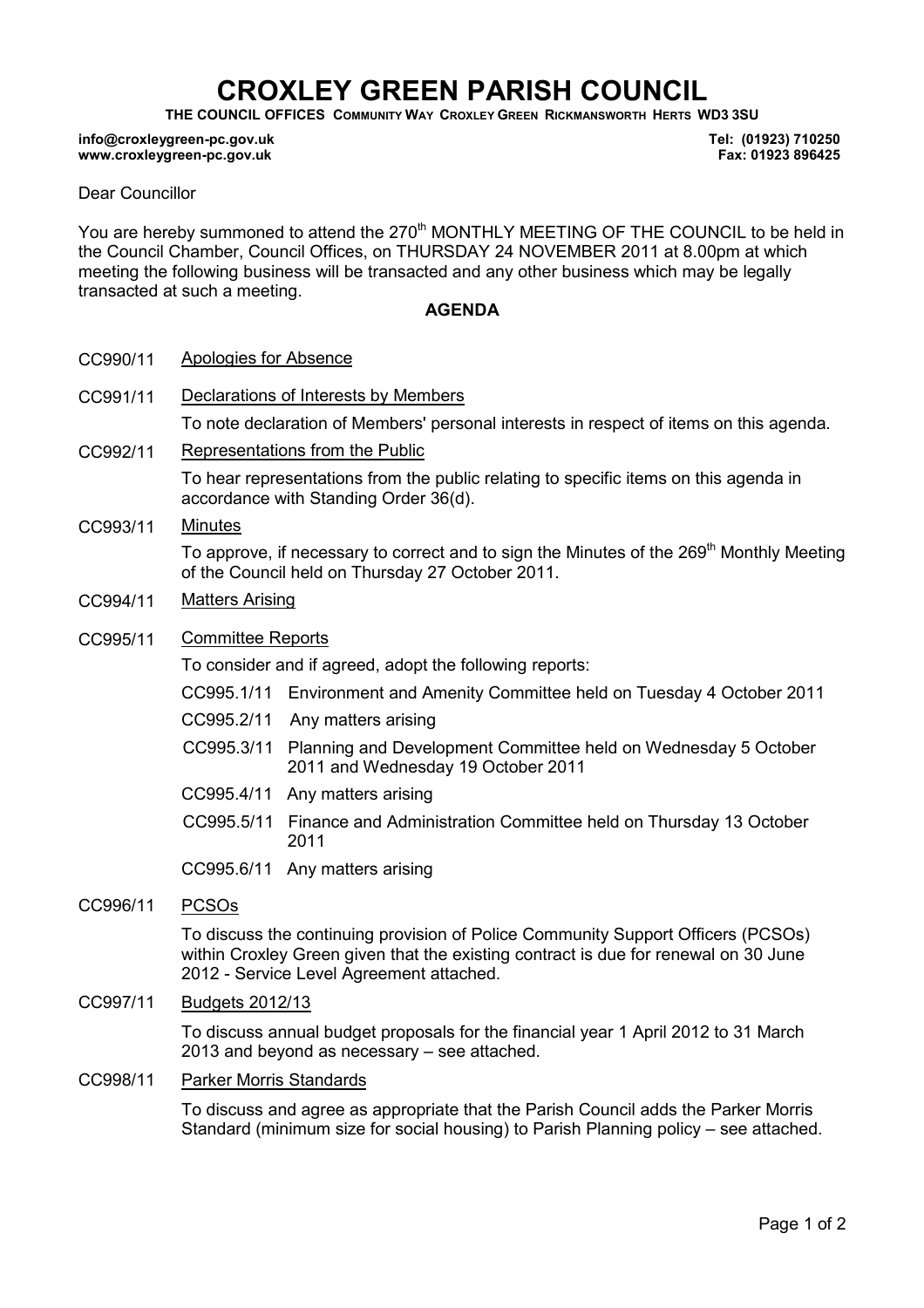# CROXLEY GREEN PARISH COUNCIL

**THE COUNCIL OFFICES COMMUNITY WAY CROXLEY GREEN RICKMANSWORTH HERTS WD3 3SU**

**info@croxleygreen-pc.gov.uk**
**www.croxleygreen-pc.gov.uk**

**Tel: (01923) 710250**
**Fax: 01923 896425**

Dear Councillor

You are hereby summoned to attend the 270th MONTHLY MEETING OF THE COUNCIL to be held in the Council Chamber, Council Offices, on THURSDAY 24 NOVEMBER 2011 at 8.00pm at which meeting the following business will be transacted and any other business which may be legally transacted at such a meeting.

## AGENDA

CC990/11 Apologies for Absence

CC991/11 Declarations of Interests by Members

To note declaration of Members' personal interests in respect of items on this agenda.

CC992/11 Representations from the Public

To hear representations from the public relating to specific items on this agenda in accordance with Standing Order 36(d).

CC993/11 Minutes

To approve, if necessary to correct and to sign the Minutes of the 269th Monthly Meeting of the Council held on Thursday 27 October 2011.

CC994/11 Matters Arising

CC995/11 Committee Reports

To consider and if agreed, adopt the following reports:

- CC995.1/11 Environment and Amenity Committee held on Tuesday 4 October 2011
- CC995.2/11 Any matters arising
- CC995.3/11 Planning and Development Committee held on Wednesday 5 October 2011 and Wednesday 19 October 2011
- CC995.4/11 Any matters arising
- CC995.5/11 Finance and Administration Committee held on Thursday 13 October 2011
- CC995.6/11 Any matters arising

CC996/11 PCSOs

To discuss the continuing provision of Police Community Support Officers (PCSOs) within Croxley Green given that the existing contract is due for renewal on 30 June 2012 - Service Level Agreement attached.

CC997/11 Budgets 2012/13

To discuss annual budget proposals for the financial year 1 April 2012 to 31 March 2013 and beyond as necessary – see attached.

CC998/11 Parker Morris Standards

To discuss and agree as appropriate that the Parish Council adds the Parker Morris Standard (minimum size for social housing) to Parish Planning policy – see attached.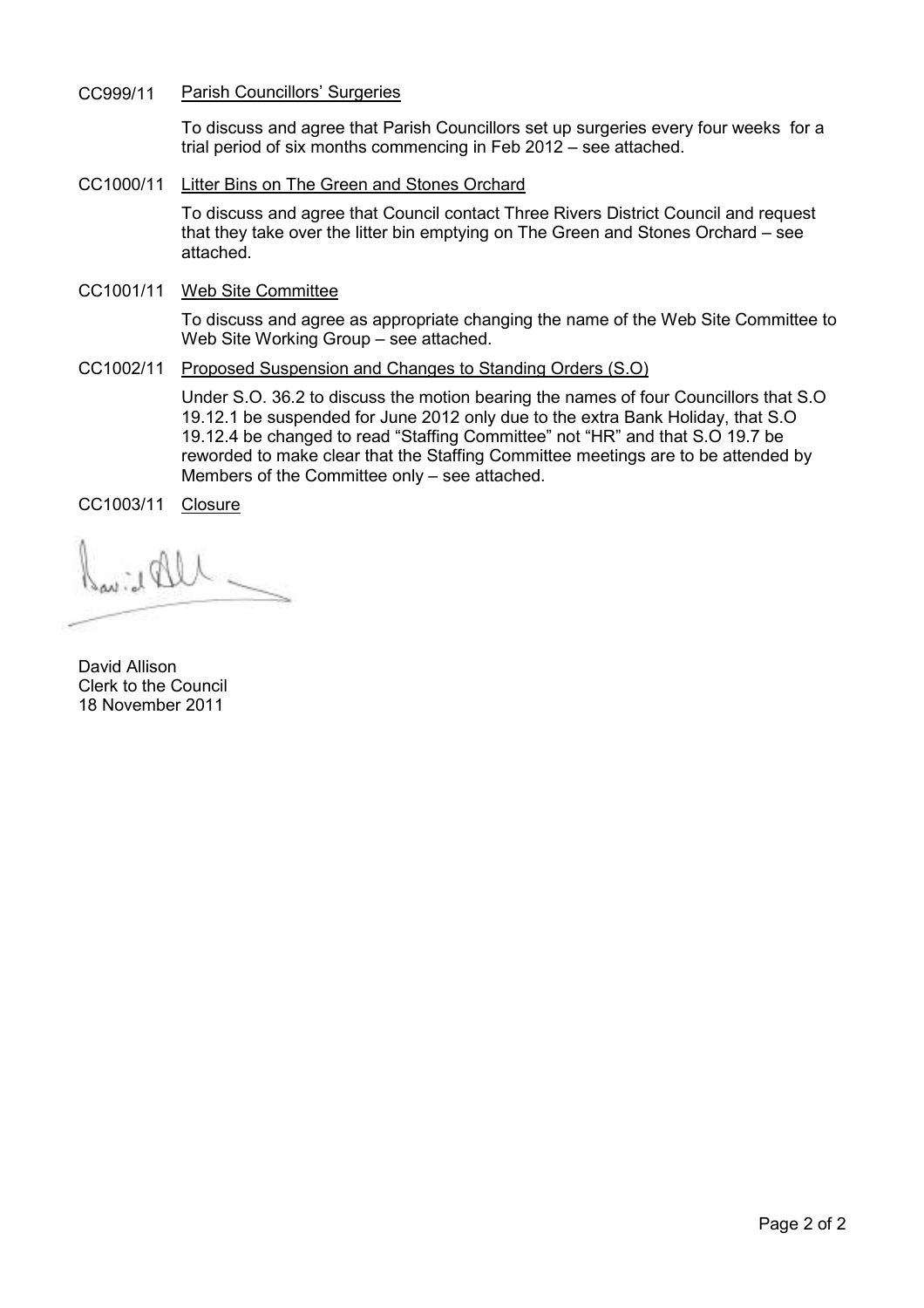CC999/11 Parish Councillors' Surgeries

To discuss and agree that Parish Councillors set up surgeries every four weeks for a trial period of six months commencing in Feb 2012 – see attached.

CC1000/11 Litter Bins on The Green and Stones Orchard

To discuss and agree that Council contact Three Rivers District Council and request that they take over the litter bin emptying on The Green and Stones Orchard – see attached.

CC1001/11 Web Site Committee

To discuss and agree as appropriate changing the name of the Web Site Committee to Web Site Working Group – see attached.

CC1002/11 Proposed Suspension and Changes to Standing Orders (S.O)

Under S.O. 36.2 to discuss the motion bearing the names of four Councillors that S.O 19.12.1 be suspended for June 2012 only due to the extra Bank Holiday, that S.O 19.12.4 be changed to read "Staffing Committee" not "HR" and that S.O 19.7 be reworded to make clear that the Staffing Committee meetings are to be attended by Members of the Committee only – see attached.

CC1003/11 Closure

David Allison
Clerk to the Council
18 November 2011